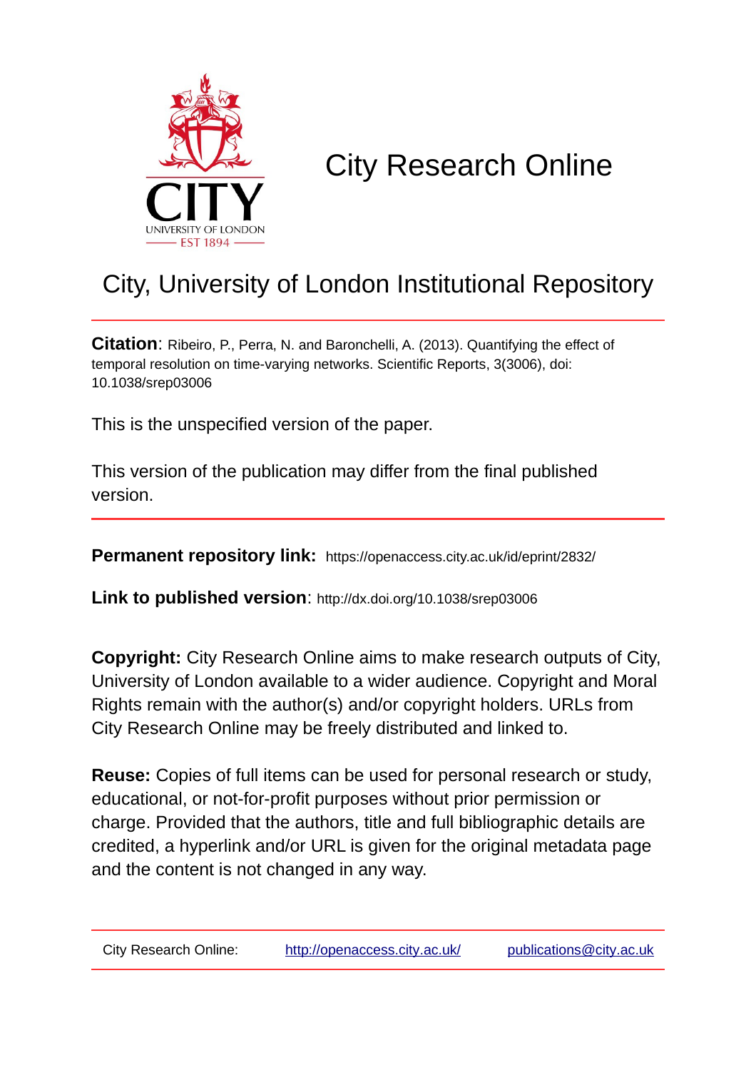# City Research Online

## City, University of London Institutional Repository

**Citation**: Ribeiro, P., Perra, N. and Baronchelli, A. (2013). Quantifying the effect of temporal resolution on time-varying networks. Scientific Reports, 3(3006), doi: 10.1038/srep03006

This is the unspecified version of the paper.

This version of the publication may differ from the final published version.

---

**Permanent repository link:** https://openaccess.city.ac.uk/id/eprint/2832/

**Link to published version**: http://dx.doi.org/10.1038/srep03006

**Copyright:** City Research Online aims to make research outputs of City, University of London available to a wider audience. Copyright and Moral Rights remain with the author(s) and/or copyright holders. URLs from City Research Online may be freely distributed and linked to.

**Reuse:** Copies of full items can be used for personal research or study, educational, or not-for-profit purposes without prior permission or charge. Provided that the authors, title and full bibliographic details are credited, a hyperlink and/or URL is given for the original metadata page and the content is not changed in any way.

---

City Research Online: http://openaccess.city.ac.uk/ publications@city.ac.uk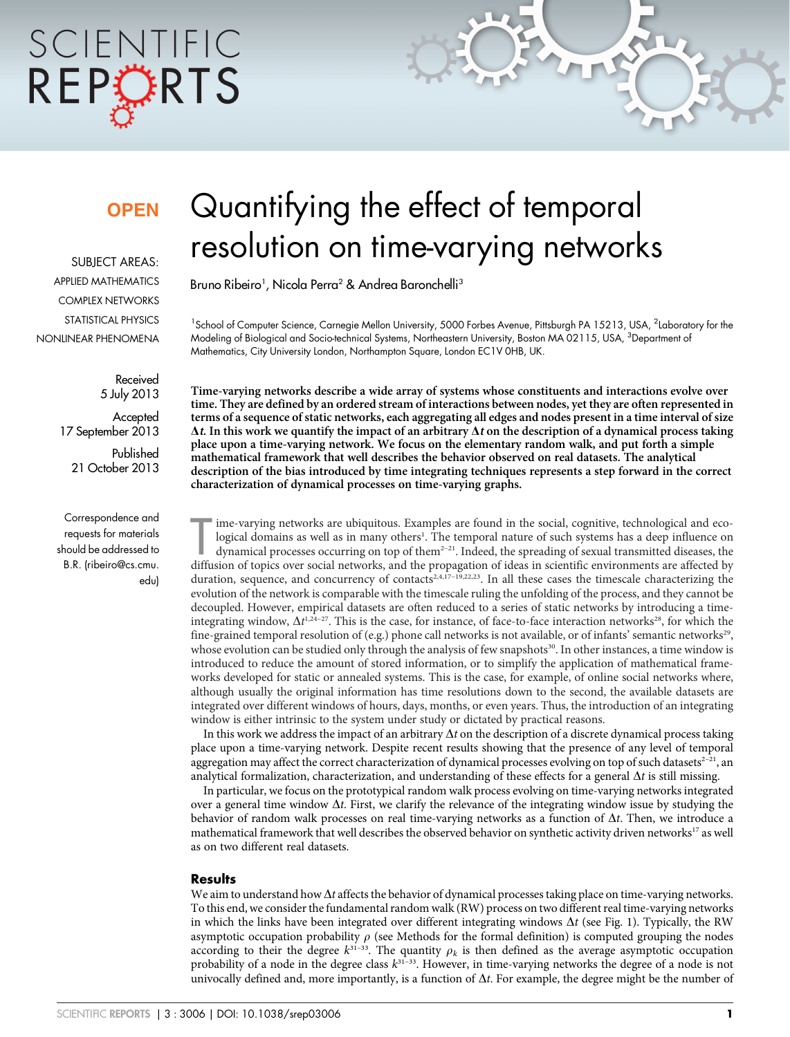# Quantifying the effect of temporal resolution on time-varying networks

Bruno Ribeiro[1], Nicola Perra[2] & Andrea Baronchelli[3]

[1]School of Computer Science, Carnegie Mellon University, 5000 Forbes Avenue, Pittsburgh PA 15213, USA, [2]Laboratory for the Modeling of Biological and Socio-technical Systems, Northeastern University, Boston MA 02115, USA, [3]Department of Mathematics, City University London, Northampton Square, London EC1V 0HB, UK.

SUBJECT AREAS: APPLIED MATHEMATICS, COMPLEX NETWORKS, STATISTICAL PHYSICS, NONLINEAR PHENOMENA

Received 5 July 2013

Accepted 17 September 2013

Published 21 October 2013

Correspondence and requests for materials should be addressed to B.R. (ribeiro@cs.cmu.edu)

**Time-varying networks describe a wide array of systems whose constituents and interactions evolve over time. They are defined by an ordered stream of interactions between nodes, yet they are often represented in terms of a sequence of static networks, each aggregating all edges and nodes present in a time interval of size $\Delta t$. In this work we quantify the impact of an arbitrary $\Delta t$ on the description of a dynamical process taking place upon a time-varying network. We focus on the elementary random walk, and put forth a simple mathematical framework that well describes the behavior observed on real datasets. The analytical description of the bias introduced by time integrating techniques represents a step forward in the correct characterization of dynamical processes on time-varying graphs.**

Time-varying networks are ubiquitous. Examples are found in the social, cognitive, technological and ecological domains as well as in many others[1]. The temporal nature of such systems has a deep influence on dynamical processes occurring on top of them[2–21]. Indeed, the spreading of sexual transmitted diseases, the diffusion of topics over social networks, and the propagation of ideas in scientific environments are affected by duration, sequence, and concurrency of contacts[2,4,17–19,22,23]. In all these cases the timescale characterizing the evolution of the network is comparable with the timescale ruling the unfolding of the process, and they cannot be decoupled. However, empirical datasets are often reduced to a series of static networks by introducing a time-integrating window, $\Delta t$[1,24–27]. This is the case, for instance, of face-to-face interaction networks[28], for which the fine-grained temporal resolution of (e.g.) phone call networks is not available, or of infants' semantic networks[29], whose evolution can be studied only through the analysis of few snapshots[30]. In other instances, a time window is introduced to reduce the amount of stored information, or to simplify the application of mathematical frameworks developed for static or annealed systems. This is the case, for example, of online social networks where, although usually the original information has time resolutions down to the second, the available datasets are integrated over different windows of hours, days, months, or even years. Thus, the introduction of an integrating window is either intrinsic to the system under study or dictated by practical reasons.

In this work we address the impact of an arbitrary $\Delta t$ on the description of a discrete dynamical process taking place upon a time-varying network. Despite recent results showing that the presence of any level of temporal aggregation may affect the correct characterization of dynamical processes evolving on top of such datasets[2–21], an analytical formalization, characterization, and understanding of these effects for a general $\Delta t$ is still missing.

In particular, we focus on the prototypical random walk process evolving on time-varying networks integrated over a general time window $\Delta t$. First, we clarify the relevance of the integrating window issue by studying the behavior of random walk processes on real time-varying networks as a function of $\Delta t$. Then, we introduce a mathematical framework that well describes the observed behavior on synthetic activity driven networks[17] as well as on two different real datasets.

## Results

We aim to understand how $\Delta t$ affects the behavior of dynamical processes taking place on time-varying networks. To this end, we consider the fundamental random walk (RW) process on two different real time-varying networks in which the links have been integrated over different integrating windows $\Delta t$ (see Fig. 1). Typically, the RW asymptotic occupation probability $\rho$ (see Methods for the formal definition) is computed grouping the nodes according to their the degree $k$[31–33]. The quantity $\rho_k$ is then defined as the average asymptotic occupation probability of a node in the degree class $k$[31–33]. However, in time-varying networks the degree of a node is not univocally defined and, more importantly, is a function of $\Delta t$. For example, the degree might be the number of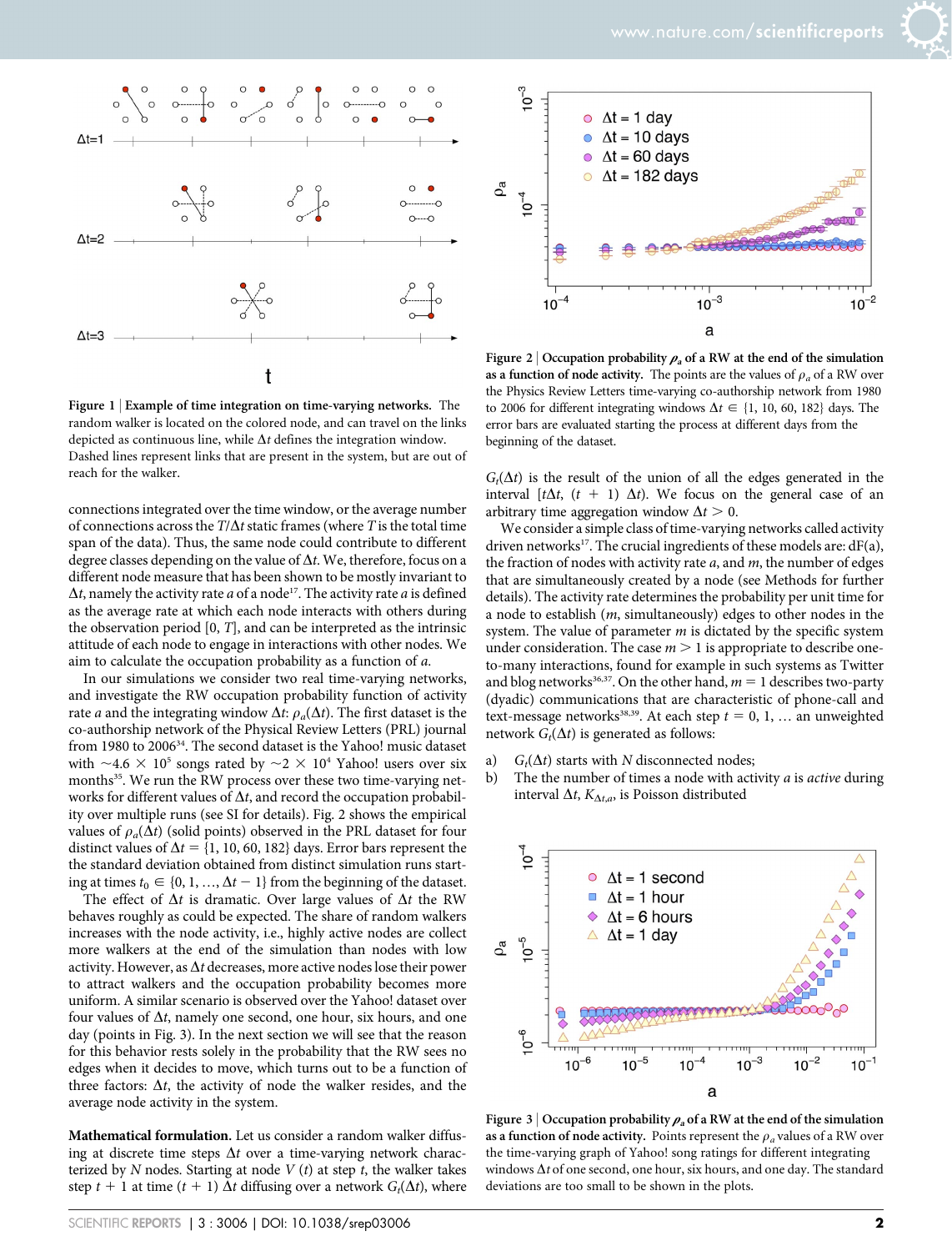Figure 1 | **Example of time integration on time-varying networks.** The random walker is located on the colored node, and can travel on the links depicted as continuous line, while $\Delta t$ defines the integration window. Dashed lines represent links that are present in the system, but are out of reach for the walker.

connections integrated over the time window, or the average number of connections across the $T/\Delta t$ static frames (where $T$ is the total time span of the data). Thus, the same node could contribute to different degree classes depending on the value of $\Delta t$. We, therefore, focus on a different node measure that has been shown to be mostly invariant to $\Delta t$, namely the activity rate $a$ of a node[17]. The activity rate $a$ is defined as the average rate at which each node interacts with others during the observation period $[0, T]$, and can be interpreted as the intrinsic attitude of each node to engage in interactions with other nodes. We aim to calculate the occupation probability as a function of $a$.

In our simulations we consider two real time-varying networks, and investigate the RW occupation probability function of activity rate $a$ and the integrating window $\Delta t$: $\rho_a(\Delta t)$. The first dataset is the co-authorship network of the Physical Review Letters (PRL) journal from 1980 to 2006[34]. The second dataset is the Yahoo! music dataset with $\sim 4.6 \times 10^5$ songs rated by $\sim 2 \times 10^4$ Yahoo! users over six months[35]. We run the RW process over these two time-varying networks for different values of $\Delta t$, and record the occupation probability over multiple runs (see SI for details). Fig. 2 shows the empirical values of $\rho_a(\Delta t)$ (solid points) observed in the PRL dataset for four distinct values of $\Delta t = \{1, 10, 60, 182\}$ days. Error bars represent the the standard deviation obtained from distinct simulation runs starting at times $t_0 \in \{0, 1, \ldots, \Delta t - 1\}$ from the beginning of the dataset.

The effect of $\Delta t$ is dramatic. Over large values of $\Delta t$ the RW behaves roughly as could be expected. The share of random walkers increases with the node activity, i.e., highly active nodes are collect more walkers at the end of the simulation than nodes with low activity. However, as $\Delta t$ decreases, more active nodes lose their power to attract walkers and the occupation probability becomes more uniform. A similar scenario is observed over the Yahoo! dataset over four values of $\Delta t$, namely one second, one hour, six hours, and one day (points in Fig. 3). In the next section we will see that the reason for this behavior rests solely in the probability that the RW sees no edges when it decides to move, which turns out to be a function of three factors: $\Delta t$, the activity of node the walker resides, and the average node activity in the system.

**Mathematical formulation.** Let us consider a random walker diffusing at discrete time steps $\Delta t$ over a time-varying network characterized by $N$ nodes. Starting at node $V(t)$ at step $t$, the walker takes step $t + 1$ at time $(t + 1)\Delta t$ diffusing over a network $G_t(\Delta t)$, where

Figure 2 | **Occupation probability $\rho_a$ of a RW at the end of the simulation as a function of node activity.** The points are the values of $\rho_a$ of a RW over the Physics Review Letters time-varying co-authorship network from 1980 to 2006 for different integrating windows $\Delta t \in \{1, 10, 60, 182\}$ days. The error bars are evaluated starting the process at different days from the beginning of the dataset.

$G_t(\Delta t)$ is the result of the union of all the edges generated in the interval $[t\Delta t, (t+1)\Delta t)$. We focus on the general case of an arbitrary time aggregation window $\Delta t > 0$.

We consider a simple class of time-varying networks called activity driven networks[17]. The crucial ingredients of these models are: $dF(a)$, the fraction of nodes with activity rate $a$, and $m$, the number of edges that are simultaneously created by a node (see Methods for further details). The activity rate determines the probability per unit time for a node to establish ($m$, simultaneously) edges to other nodes in the system. The value of parameter $m$ is dictated by the specific system under consideration. The case $m > 1$ is appropriate to describe one-to-many interactions, found for example in such systems as Twitter and blog networks[36,37]. On the other hand, $m = 1$ describes two-party (dyadic) communications that are characteristic of phone-call and text-message networks[38,39]. At each step $t = 0, 1, \ldots$ an unweighted network $G_t(\Delta t)$ is generated as follows:

a) $G_t(\Delta t)$ starts with $N$ disconnected nodes;
b) The the number of times a node with activity $a$ is *active* during interval $\Delta t$, $K_{\Delta t, a}$, is Poisson distributed

Figure 3 | **Occupation probability $\rho_a$ of a RW at the end of the simulation as a function of node activity.** Points represent the $\rho_a$ values of a RW over the time-varying graph of Yahoo! song ratings for different integrating windows $\Delta t$ of one second, one hour, six hours, and one day. The standard deviations are too small to be shown in the plots.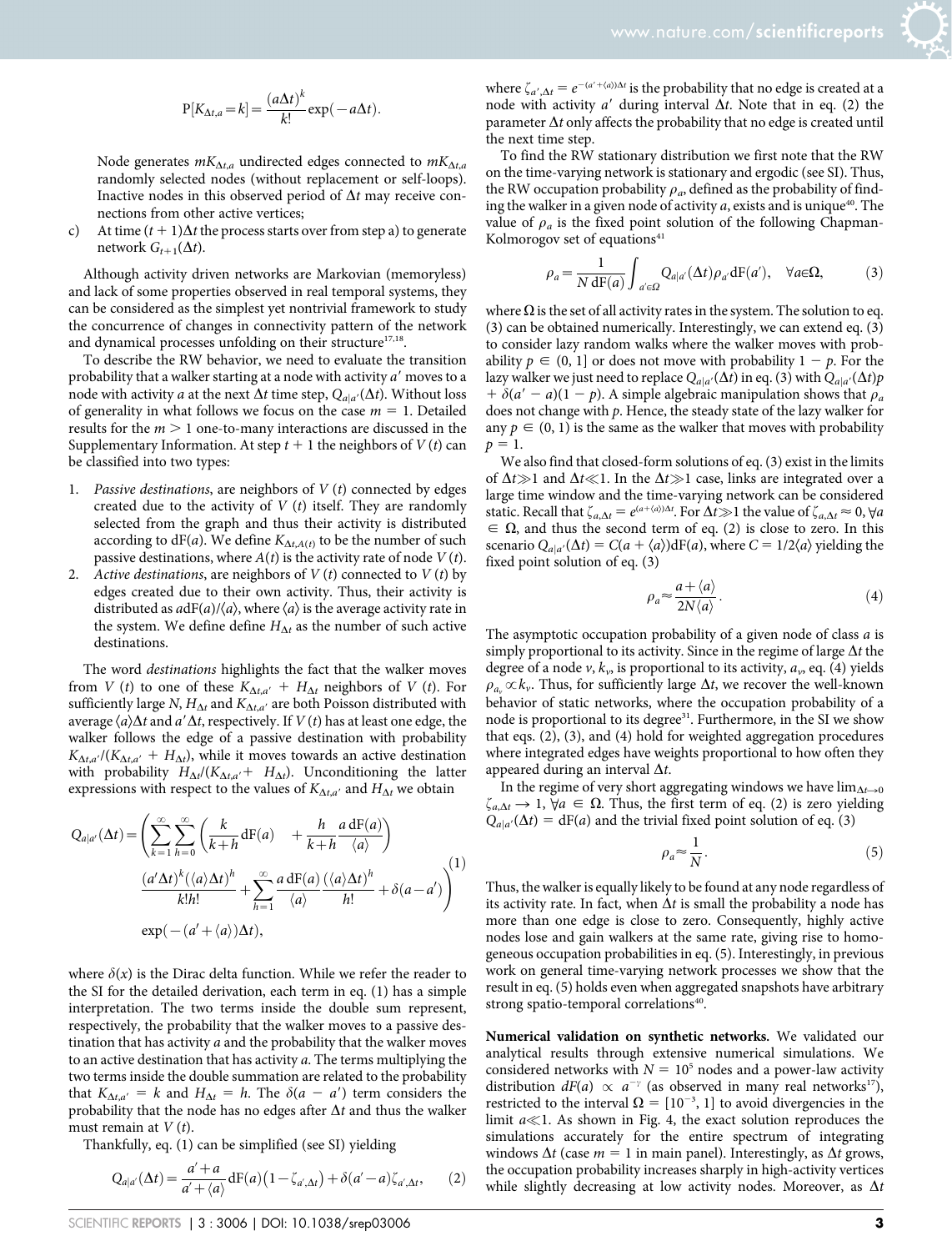$$\mathrm{P}[K_{\Delta t,a}=k]=\frac{(a\Delta t)^k}{k!}\exp(-a\Delta t).$$

Node generates $mK_{\Delta t,a}$ undirected edges connected to $mK_{\Delta t,a}$ randomly selected nodes (without replacement or self-loops). Inactive nodes in this observed period of $\Delta t$ may receive connections from other active vertices;

c) At time $(t+1)\Delta t$ the process starts over from step a) to generate network $G_{t+1}(\Delta t)$.

Although activity driven networks are Markovian (memoryless) and lack of some properties observed in real temporal systems, they can be considered as the simplest yet nontrivial framework to study the concurrence of changes in connectivity pattern of the network and dynamical processes unfolding on their structure[17,18].

To describe the RW behavior, we need to evaluate the transition probability that a walker starting at a node with activity $a'$ moves to a node with activity $a$ at the next $\Delta t$ time step, $Q_{a|a'}(\Delta t)$. Without loss of generality in what follows we focus on the case $m = 1$. Detailed results for the $m > 1$ one-to-many interactions are discussed in the Supplementary Information. At step $t + 1$ the neighbors of $V(t)$ can be classified into two types:

1. *Passive destinations*, are neighbors of $V(t)$ connected by edges created due to the activity of $V(t)$ itself. They are randomly selected from the graph and thus their activity is distributed according to $\mathrm{d}F(a)$. We define $K_{\Delta t,A(t)}$ to be the number of such passive destinations, where $A(t)$ is the activity rate of node $V(t)$.
2. *Active destinations*, are neighbors of $V(t)$ connected to $V(t)$ by edges created due to their own activity. Thus, their activity is distributed as $a\mathrm{d}F(a)/\langle a\rangle$, where $\langle a\rangle$ is the average activity rate in the system. We define define $H_{\Delta t}$ as the number of such active destinations.

The word *destinations* highlights the fact that the walker moves from $V(t)$ to one of these $K_{\Delta t,a'} + H_{\Delta t}$ neighbors of $V(t)$. For sufficiently large $N$, $H_{\Delta t}$ and $K_{\Delta t,a'}$ are both Poisson distributed with average $\langle a\rangle\Delta t$ and $a'\Delta t$, respectively. If $V(t)$ has at least one edge, the walker follows the edge of a passive destination with probability $K_{\Delta t,a'}/(K_{\Delta t,a'} + H_{\Delta t})$, while it moves towards an active destination with probability $H_{\Delta t}/(K_{\Delta t,a'} + H_{\Delta t})$. Unconditioning the latter expressions with respect to the values of $K_{\Delta t,a'}$ and $H_{\Delta t}$ we obtain

$$Q_{a|a'}(\Delta t)=\left(\sum_{k=1}^{\infty}\sum_{h=0}^{\infty}\left(\frac{k}{k+h}\mathrm{d}F(a)\quad+\frac{h}{k+h}\frac{a\,\mathrm{d}F(a)}{\langle a\rangle}\right)\frac{(a'\Delta t)^k(\langle a\rangle\Delta t)^h}{k!h!}+\sum_{h=1}^{\infty}\frac{a\,\mathrm{d}F(a)}{\langle a\rangle}\frac{(\langle a\rangle\Delta t)^h}{h!}+\delta(a-a')\right)\exp(-(a'+\langle a\rangle)\Delta t),\tag{1}$$

where $\delta(x)$ is the Dirac delta function. While we refer the reader to the SI for the detailed derivation, each term in eq. (1) has a simple interpretation. The two terms inside the double sum represent, respectively, the probability that the walker moves to a passive destination that has activity $a$ and the probability that the walker moves to an active destination that has activity $a$. The terms multiplying the two terms inside the double summation are related to the probability that $K_{\Delta t,a'} = k$ and $H_{\Delta t} = h$. The $\delta(a - a')$ term considers the probability that the node has no edges after $\Delta t$ and thus the walker must remain at $V(t)$.

Thankfully, eq. (1) can be simplified (see SI) yielding

$$Q_{a|a'}(\Delta t)=\frac{a'+a}{a'+\langle a\rangle}\mathrm{d}F(a)\left(1-\zeta_{a',\Delta t}\right)+\delta(a'-a)\zeta_{a',\Delta t},\tag{2}$$

where $\zeta_{a',\Delta t} = e^{-(a'+\langle a\rangle)\Delta t}$ is the probability that no edge is created at a node with activity $a'$ during interval $\Delta t$. Note that in eq. (2) the parameter $\Delta t$ only affects the probability that no edge is created until the next time step.

To find the RW stationary distribution we first note that the RW on the time-varying network is stationary and ergodic (see SI). Thus, the RW occupation probability $\rho_a$, defined as the probability of finding the walker in a given node of activity $a$, exists and is unique[40]. The value of $\rho_a$ is the fixed point solution of the following Chapman-Kolmogorov set of equations[41]

$$\rho_a=\frac{1}{N\,\mathrm{d}F(a)}\int_{a'\in\Omega}Q_{a|a'}(\Delta t)\rho_{a'}\mathrm{d}F(a'),\quad\forall a\in\Omega,\tag{3}$$

where $\Omega$ is the set of all activity rates in the system. The solution to eq. (3) can be obtained numerically. Interestingly, we can extend eq. (3) to consider lazy random walks where the walker moves with probability $p \in (0, 1]$ or does not move with probability $1 - p$. For the lazy walker we just need to replace $Q_{a|a'}(\Delta t)$ in eq. (3) with $Q_{a|a'}(\Delta t)p + \delta(a' - a)(1 - p)$. A simple algebraic manipulation shows that $\rho_a$ does not change with $p$. Hence, the steady state of the lazy walker for any $p \in (0, 1)$ is the same as the walker that moves with probability $p = 1$.

We also find that closed-form solutions of eq. (3) exist in the limits of $\Delta t \gg 1$ and $\Delta t \ll 1$. In the $\Delta t \gg 1$ case, links are integrated over a large time window and the time-varying network can be considered static. Recall that $\zeta_{a,\Delta t} = e^{(a+\langle a\rangle)\Delta t}$. For $\Delta t \gg 1$ the value of $\zeta_{a,\Delta t} \approx 0, \forall a \in \Omega$, and thus the second term of eq. (2) is close to zero. In this scenario $Q_{a|a'}(\Delta t) = C(a + \langle a\rangle)\mathrm{d}F(a)$, where $C = 1/2\langle a\rangle$ yielding the fixed point solution of eq. (3)

$$\rho_a\approx\frac{a+\langle a\rangle}{2N\langle a\rangle}.\tag{4}$$

The asymptotic occupation probability of a given node of class $a$ is simply proportional to its activity. Since in the regime of large $\Delta t$ the degree of a node $v$, $k_v$, is proportional to its activity, $a_v$, eq. (4) yields $\rho_{a_v} \propto k_v$. Thus, for sufficiently large $\Delta t$, we recover the well-known behavior of static networks, where the occupation probability of a node is proportional to its degree[31]. Furthermore, in the SI we show that eqs. (2), (3), and (4) hold for weighted aggregation procedures where integrated edges have weights proportional to how often they appeared during an interval $\Delta t$.

In the regime of very short aggregating windows we have $\lim_{\Delta t\to 0}\zeta_{a,\Delta t} \to 1$, $\forall a \in \Omega$. Thus, the first term of eq. (2) is zero yielding $Q_{a|a'}(\Delta t) = \mathrm{d}F(a)$ and the trivial fixed point solution of eq. (3)

$$\rho_a\approx\frac{1}{N}.\tag{5}$$

Thus, the walker is equally likely to be found at any node regardless of its activity rate. In fact, when $\Delta t$ is small the probability a node has more than one edge is close to zero. Consequently, highly active nodes lose and gain walkers at the same rate, giving rise to homogeneous occupation probabilities in eq. (5). Interestingly, in previous work on general time-varying network processes we show that the result in eq. (5) holds even when aggregated snapshots have arbitrary strong spatio-temporal correlations[40].

**Numerical validation on synthetic networks.** We validated our analytical results through extensive numerical simulations. We considered networks with $N = 10^5$ nodes and a power-law activity distribution $dF(a) \propto a^{-\gamma}$ (as observed in many real networks[17]), restricted to the interval $\Omega = [10^{-3}, 1]$ to avoid divergencies in the limit $a \ll 1$. As shown in Fig. 4, the exact solution reproduces the simulations accurately for the entire spectrum of integrating windows $\Delta t$ (case $m = 1$ in main panel). Interestingly, as $\Delta t$ grows, the occupation probability increases sharply in high-activity vertices while slightly decreasing at low activity nodes. Moreover, as $\Delta t$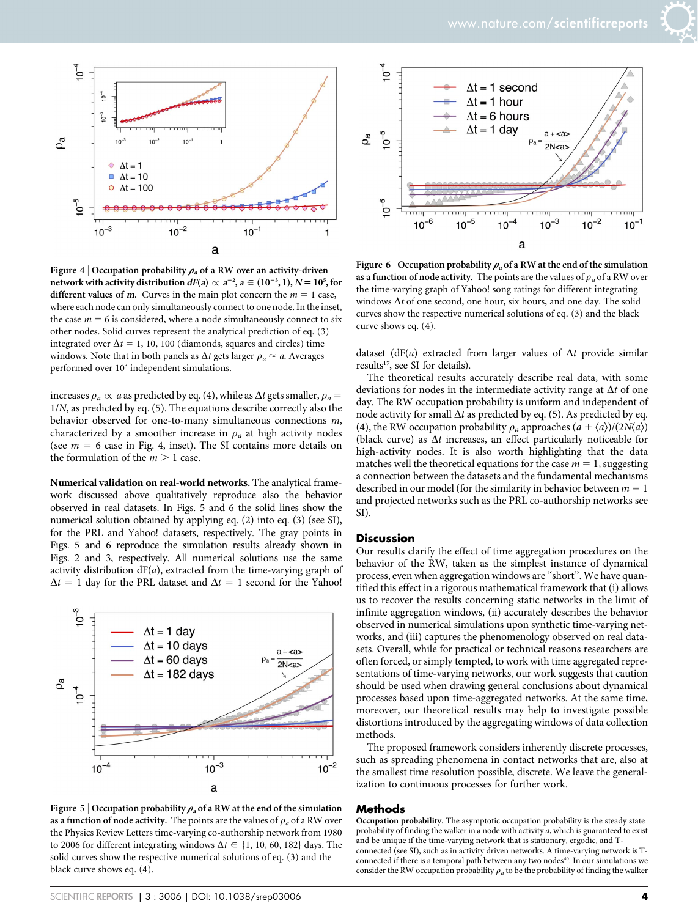**Figure 4 | Occupation probability $\rho_a$ of a RW over an activity-driven network with activity distribution $dF(a) \propto a^{-2}$, $a \in (10^{-3}, 1)$, $N = 10^5$, for different values of $m$.** Curves in the main plot concern the $m = 1$ case, where each node can only simultaneously connect to one node. In the inset, the case $m = 6$ is considered, where a node simultaneously connect to six other nodes. Solid curves represent the analytical prediction of eq. (3) integrated over $\Delta t = 1, 10, 100$ (diamonds, squares and circles) time windows. Note that in both panels as $\Delta t$ gets larger $\rho_a \approx a$. Averages performed over $10^3$ independent simulations.

increases $\rho_a \propto a$ as predicted by eq. (4), while as $\Delta t$ gets smaller, $\rho_a = 1/N$, as predicted by eq. (5). The equations describe correctly also the behavior observed for one-to-many simultaneous connections $m$, characterized by a smoother increase in $\rho_a$ at high activity nodes (see $m = 6$ case in Fig. 4, inset). The SI contains more details on the formulation of the $m > 1$ case.

**Numerical validation on real-world networks.** The analytical framework discussed above qualitatively reproduce also the behavior observed in real datasets. In Figs. 5 and 6 the solid lines show the numerical solution obtained by applying eq. (2) into eq. (3) (see SI), for the PRL and Yahoo! datasets, respectively. The gray points in Figs. 5 and 6 reproduce the simulation results already shown in Figs. 2 and 3, respectively. All numerical solutions use the same activity distribution dF($a$), extracted from the time-varying graph of $\Delta t = 1$ day for the PRL dataset and $\Delta t = 1$ second for the Yahoo!

**Figure 5 | Occupation probability $\rho_a$ of a RW at the end of the simulation as a function of node activity.** The points are the values of $\rho_a$ of a RW over the Physics Review Letters time-varying co-authorship network from 1980 to 2006 for different integrating windows $\Delta t \in \{1, 10, 60, 182\}$ days. The solid curves show the respective numerical solutions of eq. (3) and the black curve shows eq. (4).

**Figure 6 | Occupation probability $\rho_a$ of a RW at the end of the simulation as a function of node activity.** The points are the values of $\rho_a$ of a RW over the time-varying graph of Yahoo! song ratings for different integrating windows $\Delta t$ of one second, one hour, six hours, and one day. The solid curves show the respective numerical solutions of eq. (3) and the black curve shows eq. (4).

dataset (dF($a$) extracted from larger values of $\Delta t$ provide similar results[17], see SI for details).

The theoretical results accurately describe real data, with some deviations for nodes in the intermediate activity range at $\Delta t$ of one day. The RW occupation probability is uniform and independent of node activity for small $\Delta t$ as predicted by eq. (5). As predicted by eq. (4), the RW occupation probability $\rho_a$ approaches $(a + \langle a \rangle)/(2N\langle a \rangle)$ (black curve) as $\Delta t$ increases, an effect particularly noticeable for high-activity nodes. It is also worth highlighting that the data matches well the theoretical equations for the case $m = 1$, suggesting a connection between the datasets and the fundamental mechanisms described in our model (for the similarity in behavior between $m = 1$ and projected networks such as the PRL co-authorship networks see SI).

## Discussion

Our results clarify the effect of time aggregation procedures on the behavior of the RW, taken as the simplest instance of dynamical process, even when aggregation windows are "short". We have quantified this effect in a rigorous mathematical framework that (i) allows us to recover the results concerning static networks in the limit of infinite aggregation windows, (ii) accurately describes the behavior observed in numerical simulations upon synthetic time-varying networks, and (iii) captures the phenomenology observed on real datasets. Overall, while for practical or technical reasons researchers are often forced, or simply tempted, to work with time aggregated representations of time-varying networks, our work suggests that caution should be used when drawing general conclusions about dynamical processes based upon time-aggregated networks. At the same time, moreover, our theoretical results may help to investigate possible distortions introduced by the aggregating windows of data collection methods.

The proposed framework considers inherently discrete processes, such as spreading phenomena in contact networks that are, also at the smallest time resolution possible, discrete. We leave the generalization to continuous processes for further work.

## Methods

**Occupation probability.** The asymptotic occupation probability is the steady state probability of finding the walker in a node with activity $a$, which is guaranteed to exist and be unique only if the time-varying network that is stationary, ergodic, and T-connected (see SI), such as in activity driven networks. A time-varying network is T-connected if there is a temporal path between any two nodes[40]. In our simulations we consider the RW occupation probability $\rho_a$ to be the probability of finding the walker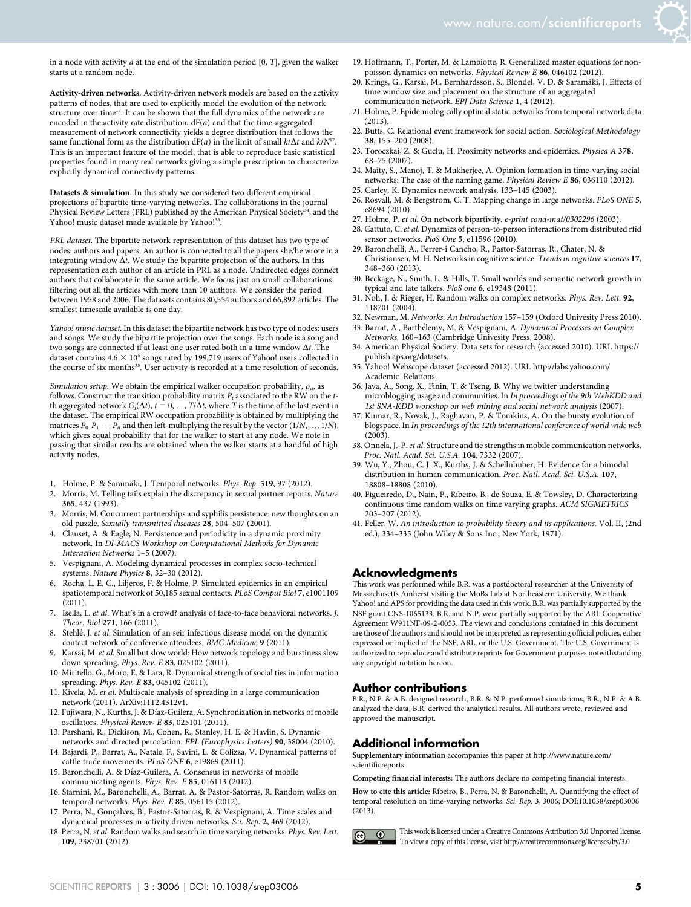in a node with activity $a$ at the end of the simulation period $[0, T]$, given the walker starts at a random node.

**Activity-driven networks.** Activity-driven network models are based on the activity patterns of nodes, that are used to explicitly model the evolution of the network structure over time[17]. It can be shown that the full dynamics of the network are encoded in the activity rate distribution, $dF(a)$ and that the time-aggregated measurement of network connectivity yields a degree distribution that follows the same functional form as the distribution $dF(a)$ in the limit of small $k/\Delta t$ and $k/N$[17]. This is an important feature of the model, that is able to reproduce basic statistical properties found in many real networks giving a simple prescription to characterize explicitly dynamical connectivity patterns.

**Datasets & simulation.** In this study we considered two different empirical projections of bipartite time-varying networks. The collaborations in the journal Physical Review Letters (PRL) published by the American Physical Society[34], and the Yahoo! music dataset made available by Yahoo![35].

*PRL dataset*. The bipartite network representation of this dataset has two type of nodes: authors and papers. An author is connected to all the papers she/he wrote in a integrating window $\Delta t$. We study the bipartite projection of the authors. In this representation each author of an article in PRL as a node. Undirected edges connect authors that collaborate in the same article. We focus just on small collaborations filtering out all the articles with more than 10 authors. We consider the period between 1958 and 2006. The datasets contains 80,554 authors and 66,892 articles. The smallest timescale available is one day.

*Yahoo! music dataset*. In this dataset the bipartite network has two type of nodes: users and songs. We study the bipartite projection over the songs. Each node is a song and two songs are connected if at least one user rated both in a time window $\Delta t$. The dataset contains $4.6 \times 10^5$ songs rated by 199,719 users of Yahoo! users collected in the course of six months[35]. User activity is recorded at a time resolution of seconds.

*Simulation setup*. We obtain the empirical walker occupation probability, $\rho_a$, as follows. Construct the transition probability matrix $P_t$ associated to the RW on the $t$-th aggregated network $G_t(\Delta t)$, $t = 0, \ldots, T/\Delta t$, where $T$ is the time of the last event in the dataset. The empirical RW occupation probability is obtained by multiplying the matrices $P_0\ P_1 \cdots P_n$ and then left-multiplying the result by the vector $(1/N, \ldots, 1/N)$, which gives equal probability that for the walker to start at any node. We note in passing that similar results are obtained when the walker starts at a handful of high activity nodes.

1. Holme, P. & Saramäki, J. Temporal networks. *Phys. Rep.* **519**, 97 (2012).
2. Morris, M. Telling tails explain the discrepancy in sexual partner reports. *Nature* **365**, 437 (1993).
3. Morris, M. Concurrent partnerships and syphilis persistence: new thoughts on an old puzzle. *Sexually transmitted diseases* **28**, 504–507 (2001).
4. Clauset, A. & Eagle, N. Persistence and periodicity in a dynamic proximity network. In *DI-MACS Workshop on Computational Methods for Dynamic Interaction Networks* 1–5 (2007).
5. Vespignani, A. Modeling dynamical processes in complex socio-technical systems. *Nature Physics* **8**, 32–30 (2012).
6. Rocha, L. E. C., Liljeros, F. & Holme, P. Simulated epidemics in an empirical spatiotemporal network of 50,185 sexual contacts. *PLoS Comput Biol* **7**, e1001109 (2011).
7. Isella, L. *et al*. What's in a crowd? analysis of face-to-face behavioral networks. *J. Theor. Biol* **271**, 166 (2011).
8. Stehlé, J. *et al*. Simulation of an seir infectious disease model on the dynamic contact network of conference attendees. *BMC Medicine* **9** (2011).
9. Karsai, M. *et al*. Small but slow world: How network topology and burstiness slow down spreading. *Phys. Rev. E* **83**, 025102 (2011).
10. Miritello, G., Moro, E. & Lara, R. Dynamical strength of social ties in information spreading. *Phys. Rev. E* **83**, 045102 (2011).
11. Kivela, M. *et al*. Multiscale analysis of spreading in a large communication network (2011). ArXiv:1112.4312v1.
12. Fujiwara, N., Kurths, J. & Díaz-Guilera, A. Synchronization in networks of mobile oscillators. *Physical Review E* **83**, 025101 (2011).
13. Parshani, R., Dickison, M., Cohen, R., Stanley, H. E. & Havlin, S. Dynamic networks and directed percolation. *EPL (Europhysics Letters)* **90**, 38004 (2010).
14. Bajardi, P., Barrat, A., Natale, F., Savini, L. & Colizza, V. Dynamical patterns of cattle trade movements. *PLoS ONE* **6**, e19869 (2011).
15. Baronchelli, A. & Díaz-Guilera, A. Consensus in networks of mobile communicating agents. *Phys. Rev. E* **85**, 016113 (2012).
16. Starnini, M., Baronchelli, A., Barrat, A. & Pastor-Satorras, R. Random walks on temporal networks. *Phys. Rev. E* **85**, 056115 (2012).
17. Perra, N., Gonçalves, B., Pastor-Satorras, R. & Vespignani, A. Time scales and dynamical processes in activity driven networks. *Sci. Rep.* **2**, 469 (2012).
18. Perra, N. *et al*. Random walks and search in time varying networks. *Phys. Rev. Lett.* **109**, 238701 (2012).
19. Hoffmann, T., Porter, M. & Lambiotte, R. Generalized master equations for non-poisson dynamics on networks. *Physical Review E* **86**, 046102 (2012).
20. Krings, G., Karsai, M., Bernhardsson, S., Blondel, V. D. & Saramäki, J. Effects of time window size and placement on the structure of an aggregated communication network. *EPJ Data Science* **1**, 4 (2012).
21. Holme, P. Epidemiologically optimal static networks from temporal network data (2013).
22. Butts, C. Relational event framework for social action. *Sociological Methodology* **38**, 155–200 (2008).
23. Toroczkai, Z. & Guclu, H. Proximity networks and epidemics. *Physica A* **378**, 68–75 (2007).
24. Maity, S., Manoj, T. & Mukherjee, A. Opinion formation in time-varying social networks: The case of the naming game. *Physical Review E* **86**, 036110 (2012).
25. Carley, K. Dynamics network analysis. 133–145 (2003).
26. Rosvall, M. & Bergstrom, C. T. Mapping change in large networks. *PLoS ONE* **5**, e8694 (2010).
27. Holme, P. *et al*. On network bipartivity. *e-print cond-mat/0302296* (2003).
28. Cattuto, C. *et al*. Dynamics of person-to-person interactions from distributed rfid sensor networks. *PloS One* **5**, e11596 (2010).
29. Baronchelli, A., Ferrer-i Cancho, R., Pastor-Satorras, R., Chater, N. & Christiansen, M. H. Networks in cognitive science. *Trends in cognitive sciences* **17**, 348–360 (2013).
30. Beckage, N., Smith, L. & Hills, T. Small worlds and semantic network growth in typical and late talkers. *PloS one* **6**, e19348 (2011).
31. Noh, J. & Rieger, H. Random walks on complex networks. *Phys. Rev. Lett.* **92**, 118701 (2004).
32. Newman, M. *Networks. An Introduction* 157–159 (Oxford Univesity Press 2010).
33. Barrat, A., Barthélemy, M. & Vespignani, A. *Dynamical Processes on Complex Networks,* 160–163 (Cambridge Univesity Press, 2008).
34. American Physical Society. Data sets for research (accessed 2010). URL https://publish.aps.org/datasets.
35. Yahoo! Webscope dataset (accessed 2012). URL http://labs.yahoo.com/Academic_Relations.
36. Java, A., Song, X., Finin, T. & Tseng, B. Why we twitter understanding microblogging usage and communities. In *In proceedings of the 9th WebKDD and 1st SNA-KDD workshop on web mining and social network analysis* (2007).
37. Kumar, R., Novak, J., Raghavan, P. & Tomkins, A. On the bursty evolution of blogspace. In *In proceedings of the 12th international conference of world wide web* (2003).
38. Onnela, J.-P. *et al*. Structure and tie strengths in mobile communication networks. *Proc. Natl. Acad. Sci. U.S.A.* **104**, 7332 (2007).
39. Wu, Y., Zhou, C. J. X., Kurths, J. & Schellnhuber, H. Evidence for a bimodal distribution in human communication. *Proc. Natl. Acad. Sci. U.S.A.* **107**, 18808–18808 (2010).
40. Figueiredo, D., Nain, P., Ribeiro, B., de Souza, E. & Towsley, D. Characterizing continuous time random walks on time varying graphs. *ACM SIGMETRICS* 203–207 (2012).
41. Feller, W. *An introduction to probability theory and its applications.* Vol. II, (2nd ed.), 334–335 (John Wiley & Sons Inc., New York, 1971).

## Acknowledgments

This work was performed while B.R. was a postdoctoral researcher at the University of Massachusetts Amherst visiting the MoBs Lab at Northeastern University. We thank Yahoo! and APS for providing the data used in this work. B.R. was partially supported by the NSF grant CNS-1065133. B.R. and N.P. were partially supported by the ARL Cooperative Agreement W911NF-09-2-0053. The views and conclusions contained in this document are those of the authors and should not be interpreted as representing official policies, either expressed or implied of the NSF, ARL, or the U.S. Government. The U.S. Government is authorized to reproduce and distribute reprints for Government purposes notwithstanding any copyright notation hereon.

## Author contributions

B.R., N.P. & A.B. designed research, B.R. & N.P. performed simulations, B.R., N.P. & A.B. analyzed the data, B.R. derived the analytical results. All authors wrote, reviewed and approved the manuscript.

## Additional information

**Supplementary information** accompanies this paper at http://www.nature.com/scientificreports

**Competing financial interests:** The authors declare no competing financial interests.

**How to cite this article:** Ribeiro, B., Perra, N. & Baronchelli, A. Quantifying the effect of temporal resolution on time-varying networks. *Sci. Rep.* **3**, 3006; DOI:10.1038/srep03006 (2013).

This work is licensed under a Creative Commons Attribution 3.0 Unported license. To view a copy of this license, visit http://creativecommons.org/licenses/by/3.0